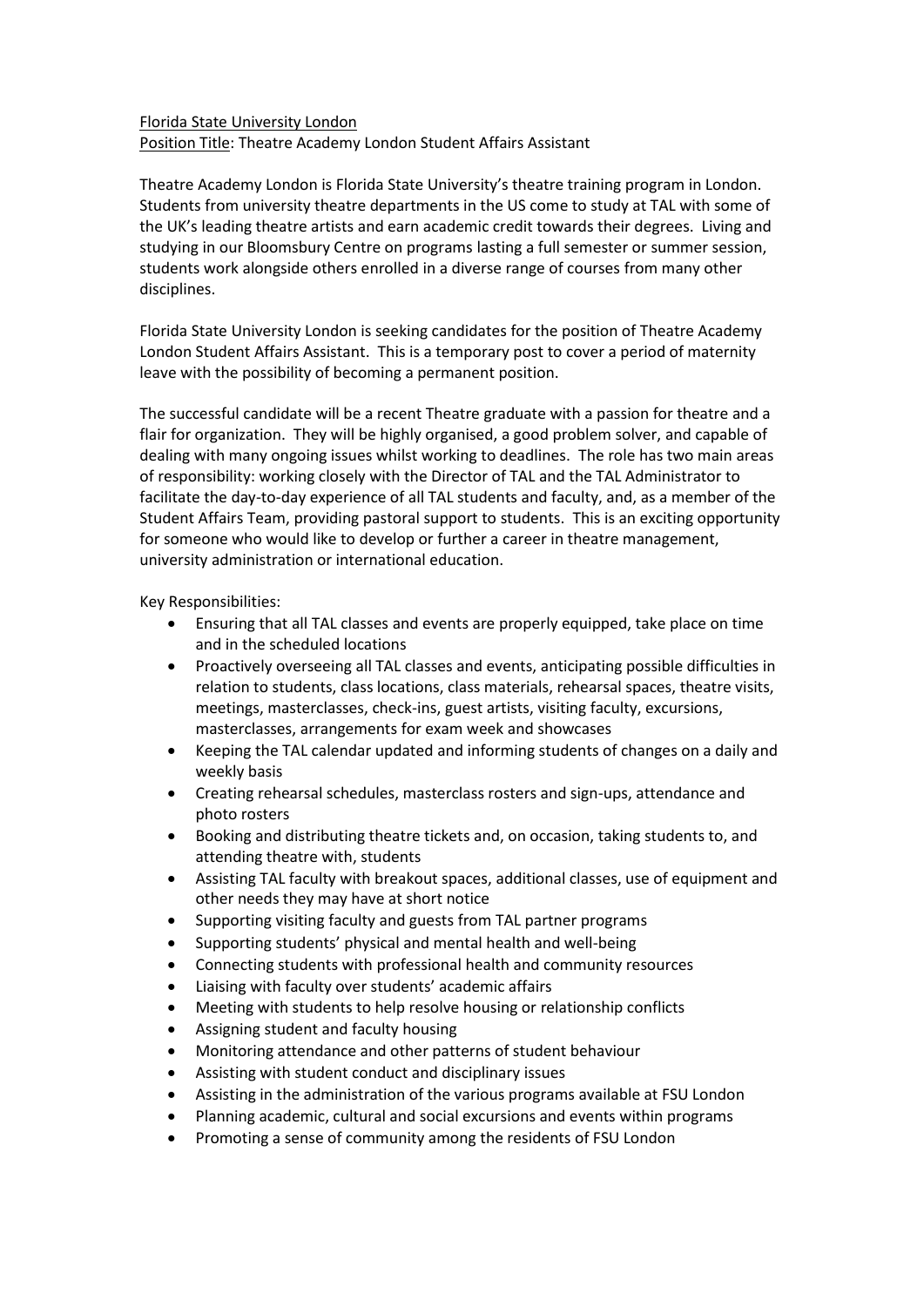Florida State University London

Position Title: Theatre Academy London Student Affairs Assistant

Theatre Academy London is Florida State University's theatre training program in London. Students from university theatre departments in the US come to study at TAL with some of the UK's leading theatre artists and earn academic credit towards their degrees. Living and studying in our Bloomsbury Centre on programs lasting a full semester or summer session, students work alongside others enrolled in a diverse range of courses from many other disciplines.

Florida State University London is seeking candidates for the position of Theatre Academy London Student Affairs Assistant. This is a temporary post to cover a period of maternity leave with the possibility of becoming a permanent position.

The successful candidate will be a recent Theatre graduate with a passion for theatre and a flair for organization. They will be highly organised, a good problem solver, and capable of dealing with many ongoing issues whilst working to deadlines. The role has two main areas of responsibility: working closely with the Director of TAL and the TAL Administrator to facilitate the day-to-day experience of all TAL students and faculty, and, as a member of the Student Affairs Team, providing pastoral support to students. This is an exciting opportunity for someone who would like to develop or further a career in theatre management, university administration or international education.

Key Responsibilities:

- Ensuring that all TAL classes and events are properly equipped, take place on time and in the scheduled locations
- Proactively overseeing all TAL classes and events, anticipating possible difficulties in relation to students, class locations, class materials, rehearsal spaces, theatre visits, meetings, masterclasses, check-ins, guest artists, visiting faculty, excursions, masterclasses, arrangements for exam week and showcases
- Keeping the TAL calendar updated and informing students of changes on a daily and weekly basis
- Creating rehearsal schedules, masterclass rosters and sign-ups, attendance and photo rosters
- Booking and distributing theatre tickets and, on occasion, taking students to, and attending theatre with, students
- Assisting TAL faculty with breakout spaces, additional classes, use of equipment and other needs they may have at short notice
- Supporting visiting faculty and guests from TAL partner programs
- Supporting students' physical and mental health and well-being
- Connecting students with professional health and community resources
- Liaising with faculty over students' academic affairs
- Meeting with students to help resolve housing or relationship conflicts
- Assigning student and faculty housing
- Monitoring attendance and other patterns of student behaviour
- Assisting with student conduct and disciplinary issues
- Assisting in the administration of the various programs available at FSU London
- Planning academic, cultural and social excursions and events within programs
- Promoting a sense of community among the residents of FSU London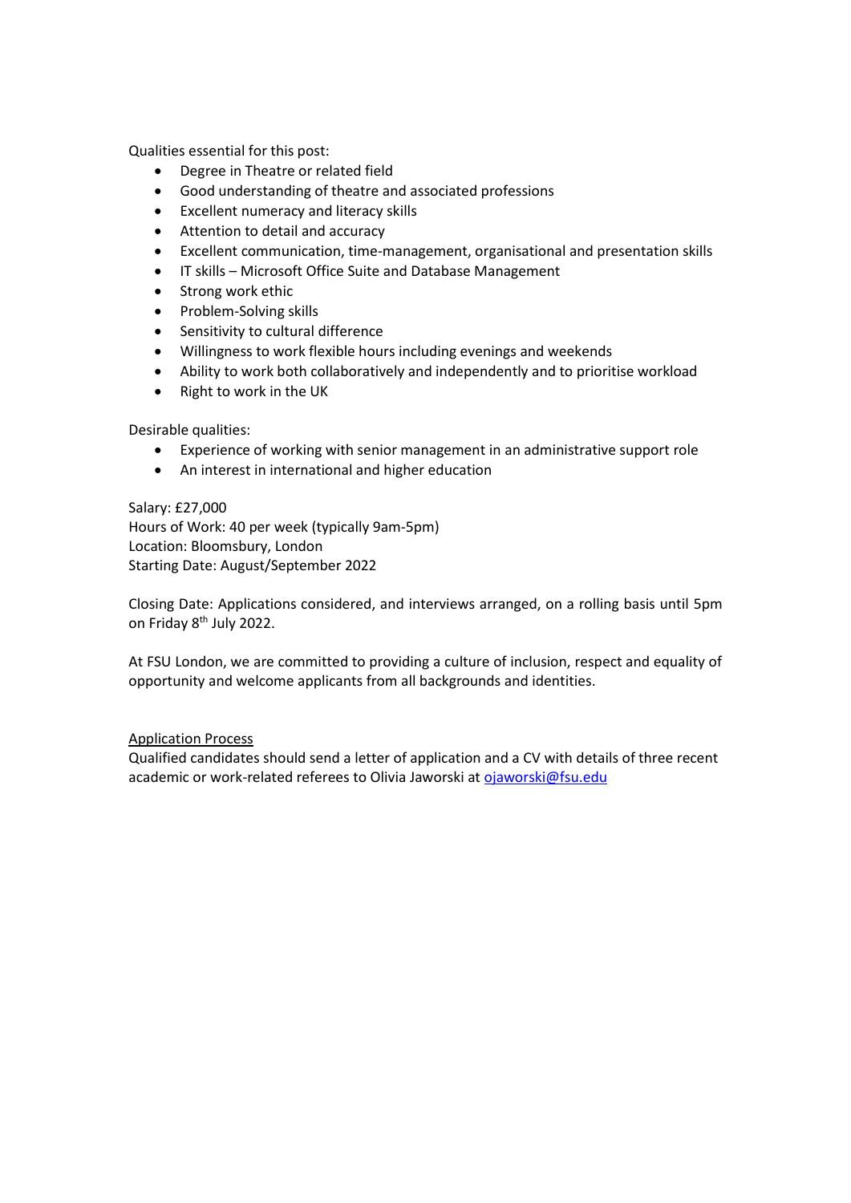Qualities essential for this post:

- Degree in Theatre or related field
- Good understanding of theatre and associated professions
- Excellent numeracy and literacy skills
- Attention to detail and accuracy
- Excellent communication, time-management, organisational and presentation skills
- IT skills – Microsoft Office Suite and Database Management
- Strong work ethic
- Problem-Solving skills
- Sensitivity to cultural difference
- Willingness to work flexible hours including evenings and weekends
- Ability to work both collaboratively and independently and to prioritise workload
- Right to work in the UK

Desirable qualities:

- Experience of working with senior management in an administrative support role
- An interest in international and higher education

Salary: £27,000
Hours of Work: 40 per week (typically 9am-5pm)
Location: Bloomsbury, London
Starting Date: August/September 2022

Closing Date: Applications considered, and interviews arranged, on a rolling basis until 5pm on Friday 8th July 2022.

At FSU London, we are committed to providing a culture of inclusion, respect and equality of opportunity and welcome applicants from all backgrounds and identities.

<u>Application Process</u>
Qualified candidates should send a letter of application and a CV with details of three recent academic or work-related referees to Olivia Jaworski at ojaworski@fsu.edu